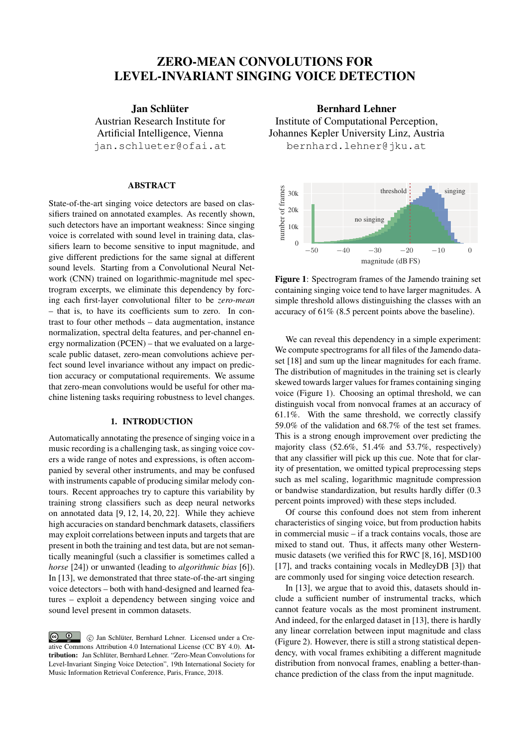# ZERO-MEAN CONVOLUTIONS FOR LEVEL-INVARIANT SINGING VOICE DETECTION

**Jan Schlüter**
Austrian Research Institute for Artificial Intelligence, Vienna
jan.schlueter@ofai.at

**Bernhard Lehner**
Institute of Computational Perception, Johannes Kepler University Linz, Austria
bernhard.lehner@jku.at

## ABSTRACT

State-of-the-art singing voice detectors are based on classifiers trained on annotated examples. As recently shown, such detectors have an important weakness: Since singing voice is correlated with sound level in training data, classifiers learn to become sensitive to input magnitude, and give different predictions for the same signal at different sound levels. Starting from a Convolutional Neural Network (CNN) trained on logarithmic-magnitude mel spectrogram excerpts, we eliminate this dependency by forcing each first-layer convolutional filter to be *zero-mean* – that is, to have its coefficients sum to zero. In contrast to four other methods – data augmentation, instance normalization, spectral delta features, and per-channel energy normalization (PCEN) – that we evaluated on a large-scale public dataset, zero-mean convolutions achieve perfect sound level invariance without any impact on prediction accuracy or computational requirements. We assume that zero-mean convolutions would be useful for other machine listening tasks requiring robustness to level changes.

## 1. INTRODUCTION

Automatically annotating the presence of singing voice in a music recording is a challenging task, as singing voice covers a wide range of notes and expressions, is often accompanied by several other instruments, and may be confused with instruments capable of producing similar melody contours. Recent approaches try to capture this variability by training strong classifiers such as deep neural networks on annotated data [9, 12, 14, 20, 22]. While they achieve high accuracies on standard benchmark datasets, classifiers may exploit correlations between inputs and targets that are present in both the training and test data, but are not semantically meaningful (such a classifier is sometimes called a *horse* [24]) or unwanted (leading to *algorithmic bias* [6]). In [13], we demonstrated that three state-of-the-art singing voice detectors – both with hand-designed and learned features – exploit a dependency between singing voice and sound level present in common datasets.

© Jan Schlüter, Bernhard Lehner. Licensed under a Creative Commons Attribution 4.0 International License (CC BY 4.0). **Attribution:** Jan Schlüter, Bernhard Lehner. "Zero-Mean Convolutions for Level-Invariant Singing Voice Detection", 19th International Society for Music Information Retrieval Conference, Paris, France, 2018.

**Figure 1**: Spectrogram frames of the Jamendo training set containing singing voice tend to have larger magnitudes. A simple threshold allows distinguishing the classes with an accuracy of 61% (8.5 percent points above the baseline).

We can reveal this dependency in a simple experiment: We compute spectrograms for all files of the Jamendo dataset [18] and sum up the linear magnitudes for each frame. The distribution of magnitudes in the training set is clearly skewed towards larger values for frames containing singing voice (Figure 1). Choosing an optimal threshold, we can distinguish vocal from nonvocal frames at an accuracy of 61.1%. With the same threshold, we correctly classify 59.0% of the validation and 68.7% of the test set frames. This is a strong enough improvement over predicting the majority class (52.6%, 51.4% and 53.7%, respectively) that any classifier will pick up this cue. Note that for clarity of presentation, we omitted typical preprocessing steps such as mel scaling, logarithmic magnitude compression or bandwise standardization, but results hardly differ (0.3 percent points improved) with these steps included.

Of course this confound does not stem from inherent characteristics of singing voice, but from production habits in commercial music – if a track contains vocals, those are mixed to stand out. Thus, it affects many other Western-music datasets (we verified this for RWC [8, 16], MSD100 [17], and tracks containing vocals in MedleyDB [3]) that are commonly used for singing voice detection research.

In [13], we argue that to avoid this, datasets should include a sufficient number of instrumental tracks, which cannot feature vocals as the most prominent instrument. And indeed, for the enlarged dataset in [13], there is hardly any linear correlation between input magnitude and class (Figure 2). However, there is still a strong statistical dependency, with vocal frames exhibiting a different magnitude distribution from nonvocal frames, enabling a better-than-chance prediction of the class from the input magnitude.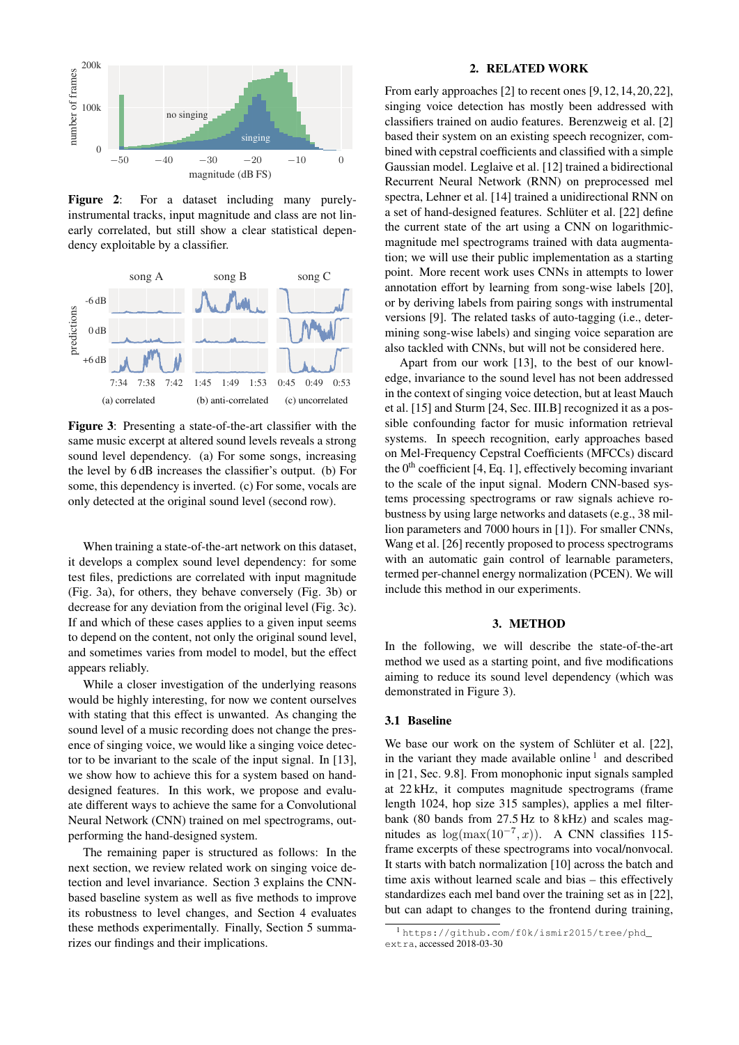**Figure 2**: For a dataset including many purely-instrumental tracks, input magnitude and class are not linearly correlated, but still show a clear statistical dependency exploitable by a classifier.

**Figure 3**: Presenting a state-of-the-art classifier with the same music excerpt at altered sound levels reveals a strong sound level dependency. (a) For some songs, increasing the level by 6 dB increases the classifier's output. (b) For some, this dependency is inverted. (c) For some, vocals are only detected at the original sound level (second row).

When training a state-of-the-art network on this dataset, it develops a complex sound level dependency: for some test files, predictions are correlated with input magnitude (Fig. 3a), for others, they behave conversely (Fig. 3b) or decrease for any deviation from the original level (Fig. 3c). If and which of these cases applies to a given input seems to depend on the content, not only the original sound level, and sometimes varies from model to model, but the effect appears reliably.

While a closer investigation of the underlying reasons would be highly interesting, for now we content ourselves with stating that this effect is unwanted. As changing the sound level of a music recording does not change the presence of singing voice, we would like a singing voice detector to be invariant to the scale of the input signal. In [13], we show how to achieve this for a system based on hand-designed features. In this work, we propose and evaluate different ways to achieve the same for a Convolutional Neural Network (CNN) trained on mel spectrograms, outperforming the hand-designed system.

The remaining paper is structured as follows: In the next section, we review related work on singing voice detection and level invariance. Section 3 explains the CNN-based baseline system as well as five methods to improve its robustness to level changes, and Section 4 evaluates these methods experimentally. Finally, Section 5 summarizes our findings and their implications.

## 2. RELATED WORK

From early approaches [2] to recent ones [9, 12, 14, 20, 22], singing voice detection has mostly been addressed with classifiers trained on audio features. Berenzweig et al. [2] based their system on an existing speech recognizer, combined with cepstral coefficients and classified with a simple Gaussian model. Leglaive et al. [12] trained a bidirectional Recurrent Neural Network (RNN) on preprocessed mel spectra, Lehner et al. [14] trained a unidirectional RNN on a set of hand-designed features. Schlüter et al. [22] define the current state of the art using a CNN on logarithmic-magnitude mel spectrograms trained with data augmentation; we will use their public implementation as a starting point. More recent work uses CNNs in attempts to lower annotation effort by learning from song-wise labels [20], or by deriving labels from pairing songs with instrumental versions [9]. The related tasks of auto-tagging (i.e., determining song-wise labels) and singing voice separation are also tackled with CNNs, but will not be considered here.

Apart from our work [13], to the best of our knowledge, invariance to the sound level has not been addressed in the context of singing voice detection, but at least Mauch et al. [15] and Sturm [24, Sec. III.B] recognized it as a possible confounding factor for music information retrieval systems. In speech recognition, early approaches based on Mel-Frequency Cepstral Coefficients (MFCCs) discard the $0^{\text{th}}$ coefficient [4, Eq. 1], effectively becoming invariant to the scale of the input signal. Modern CNN-based systems processing spectrograms or raw signals achieve robustness by using large networks and datasets (e.g., 38 million parameters and 7000 hours in [1]). For smaller CNNs, Wang et al. [26] recently proposed to process spectrograms with an automatic gain control of learnable parameters, termed per-channel energy normalization (PCEN). We will include this method in our experiments.

## 3. METHOD

In the following, we will describe the state-of-the-art method we used as a starting point, and five modifications aiming to reduce its sound level dependency (which was demonstrated in Figure 3).

### 3.1 Baseline

We base our work on the system of Schlüter et al. [22], in the variant they made available online [1] and described in [21, Sec. 9.8]. From monophonic input signals sampled at 22 kHz, it computes magnitude spectrograms (frame length 1024, hop size 315 samples), applies a mel filterbank (80 bands from 27.5 Hz to 8 kHz) and scales magnitudes as $\log(\max(10^{-7}, x))$. A CNN classifies 115-frame excerpts of these spectrograms into vocal/nonvocal. It starts with batch normalization [10] across the batch and time axis without learned scale and bias – this effectively standardizes each mel band over the training set as in [22], but can adapt to changes to the frontend during training,

[1] https://github.com/f0k/ismir2015/tree/phd_extra, accessed 2018-03-30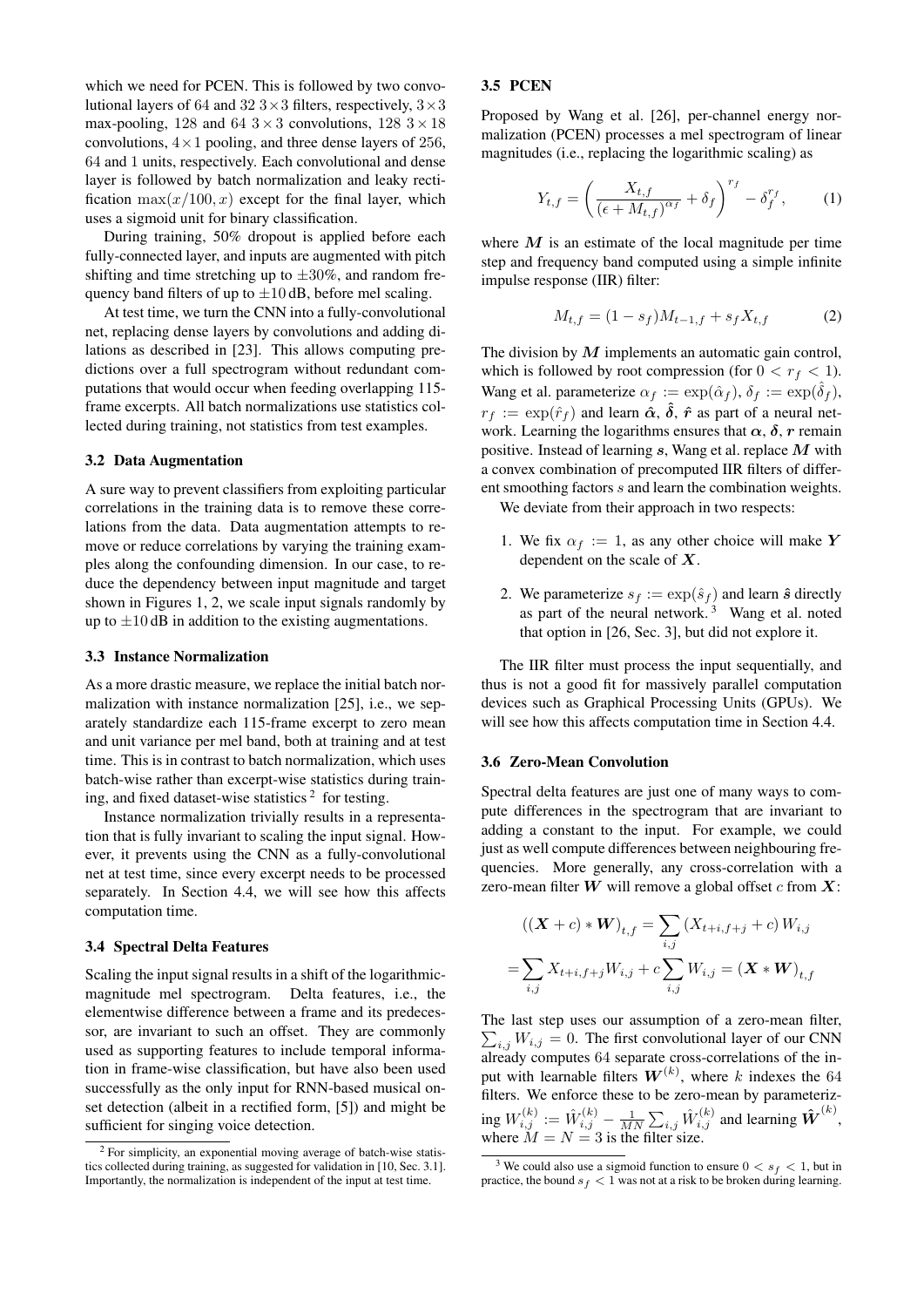which we need for PCEN. This is followed by two convolutional layers of 64 and 32 $3\times3$ filters, respectively, $3\times3$ max-pooling, 128 and 64 $3\times3$ convolutions, 128 $3\times18$ convolutions, $4\times1$ pooling, and three dense layers of 256, 64 and 1 units, respectively. Each convolutional and dense layer is followed by batch normalization and leaky rectification $\max(x/100, x)$ except for the final layer, which uses a sigmoid unit for binary classification.

During training, 50% dropout is applied before each fully-connected layer, and inputs are augmented with pitch shifting and time stretching up to $\pm30\%$, and random frequency band filters of up to $\pm10$ dB, before mel scaling.

At test time, we turn the CNN into a fully-convolutional net, replacing dense layers by convolutions and adding dilations as described in [23]. This allows computing predictions over a full spectrogram without redundant computations that would occur when feeding overlapping 115-frame excerpts. All batch normalizations use statistics collected during training, not statistics from test examples.

### 3.2 Data Augmentation

A sure way to prevent classifiers from exploiting particular correlations in the training data is to remove these correlations from the data. Data augmentation attempts to remove or reduce correlations by varying the training examples along the confounding dimension. In our case, to reduce the dependency between input magnitude and target shown in Figures 1, 2, we scale input signals randomly by up to $\pm10$ dB in addition to the existing augmentations.

### 3.3 Instance Normalization

As a more drastic measure, we replace the initial batch normalization with instance normalization [25], i.e., we separately standardize each 115-frame excerpt to zero mean and unit variance per mel band, both at training and at test time. This is in contrast to batch normalization, which uses batch-wise rather than excerpt-wise statistics during training, and fixed dataset-wise statistics [2] for testing.

Instance normalization trivially results in a representation that is fully invariant to scaling the input signal. However, it prevents using the CNN as a fully-convolutional net at test time, since every excerpt needs to be processed separately. In Section 4.4, we will see how this affects computation time.

### 3.4 Spectral Delta Features

Scaling the input signal results in a shift of the logarithmic-magnitude mel spectrogram. Delta features, i.e., the elementwise difference between a frame and its predecessor, are invariant to such an offset. They are commonly used as supporting features to include temporal information in frame-wise classification, but have also been used successfully as the only input for RNN-based musical onset detection (albeit in a rectified form, [5]) and might be sufficient for singing voice detection.

### 3.5 PCEN

Proposed by Wang et al. [26], per-channel energy normalization (PCEN) processes a mel spectrogram of linear magnitudes (i.e., replacing the logarithmic scaling) as

$$Y_{t,f} = \left( \frac{X_{t,f}}{(\epsilon + M_{t,f})^{\alpha_f}} + \delta_f \right)^{r_f} - \delta_f^{r_f}, \qquad (1)$$

where $\boldsymbol{M}$ is an estimate of the local magnitude per time step and frequency band computed using a simple infinite impulse response (IIR) filter:

$$M_{t,f} = (1 - s_f) M_{t-1,f} + s_f X_{t,f} \qquad (2)$$

The division by $\boldsymbol{M}$ implements an automatic gain control, which is followed by root compression (for $0 < r_f < 1$). Wang et al. parameterize $\alpha_f := \exp(\hat{\alpha}_f)$, $\delta_f := \exp(\hat{\delta}_f)$, $r_f := \exp(\hat{r}_f)$ and learn $\hat{\boldsymbol{\alpha}}$, $\hat{\boldsymbol{\delta}}$, $\hat{\boldsymbol{r}}$ as part of a neural network. Learning the logarithms ensures that $\boldsymbol{\alpha}$, $\boldsymbol{\delta}$, $\boldsymbol{r}$ remain positive. Instead of learning $\boldsymbol{s}$, Wang et al. replace $\boldsymbol{M}$ with a convex combination of precomputed IIR filters of different smoothing factors $s$ and learn the combination weights.

We deviate from their approach in two respects:

1. We fix $\alpha_f := 1$, as any other choice will make $\boldsymbol{Y}$ dependent on the scale of $\boldsymbol{X}$.
2. We parameterize $s_f := \exp(\hat{s}_f)$ and learn $\hat{\boldsymbol{s}}$ directly as part of the neural network. [3] Wang et al. noted that option in [26, Sec. 3], but did not explore it.

The IIR filter must process the input sequentially, and thus is not a good fit for massively parallel computation devices such as Graphical Processing Units (GPUs). We will see how this affects computation time in Section 4.4.

### 3.6 Zero-Mean Convolution

Spectral delta features are just one of many ways to compute differences in the spectrogram that are invariant to adding a constant to the input. For example, we could just as well compute differences between neighbouring frequencies. More generally, any cross-correlation with a zero-mean filter $\boldsymbol{W}$ will remove a global offset $c$ from $\boldsymbol{X}$:

$$((\boldsymbol{X} + c) * \boldsymbol{W})_{t,f} = \sum_{i,j} (X_{t+i,f+j} + c) W_{i,j}$$

$$= \sum_{i,j} X_{t+i,f+j} W_{i,j} + c \sum_{i,j} W_{i,j} = (\boldsymbol{X} * \boldsymbol{W})_{t,f}$$

The last step uses our assumption of a zero-mean filter, $\sum_{i,j} W_{i,j} = 0$. The first convolutional layer of our CNN already computes 64 separate cross-correlations of the input with learnable filters $\boldsymbol{W}^{(k)}$, where $k$ indexes the 64 filters. We enforce these to be zero-mean by parameterizing $W_{i,j}^{(k)} := \hat{W}_{i,j}^{(k)} - \frac{1}{MN} \sum_{i,j} \hat{W}_{i,j}^{(k)}$ and learning $\hat{\boldsymbol{W}}^{(k)}$, where $M = N = 3$ is the filter size.

[2] For simplicity, an exponential moving average of batch-wise statistics collected during training, as suggested for validation in [10, Sec. 3.1]. Importantly, the normalization is independent of the input at test time.

[3] We could also use a sigmoid function to ensure $0 < s_f < 1$, but in practice, the bound $s_f < 1$ was not at a risk to be broken during learning.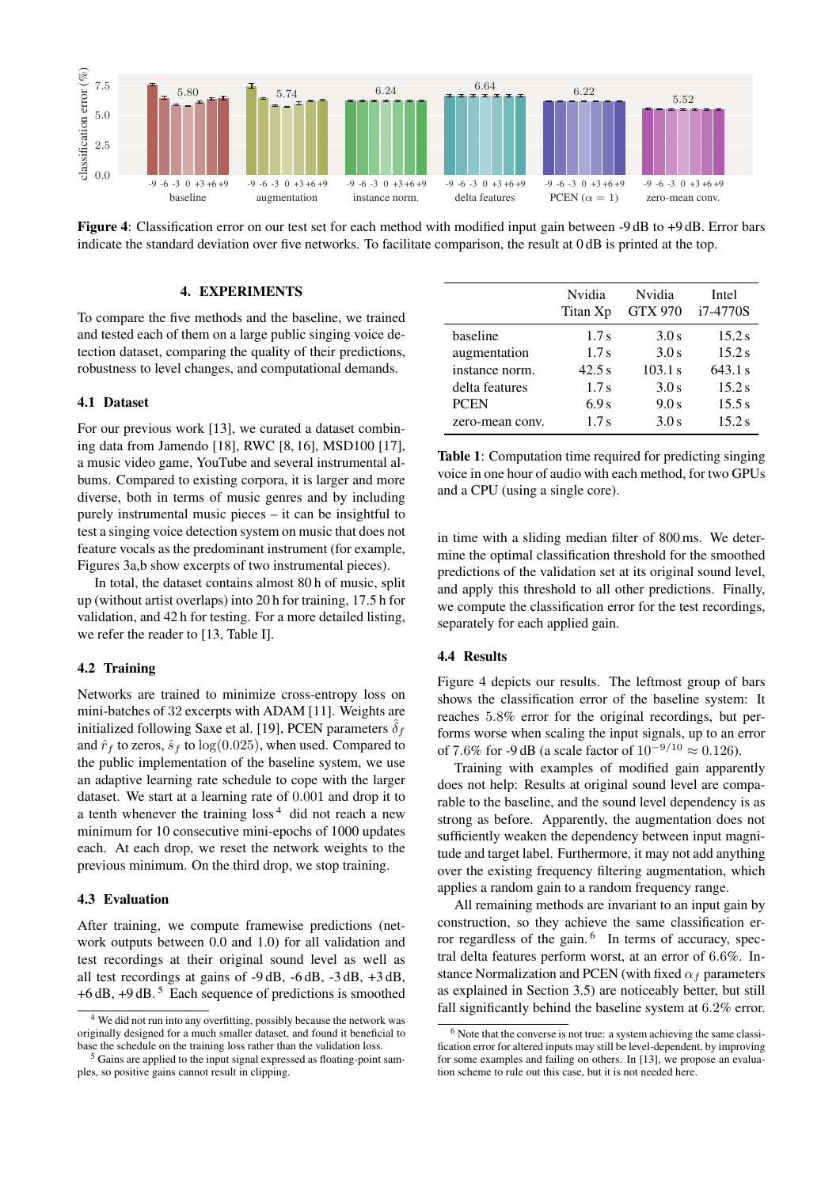**Figure 4**: Classification error on our test set for each method with modified input gain between -9 dB to +9 dB. Error bars indicate the standard deviation over five networks. To facilitate comparison, the result at 0 dB is printed at the top.

## 4. EXPERIMENTS

To compare the five methods and the baseline, we trained and tested each of them on a large public singing voice detection dataset, comparing the quality of their predictions, robustness to level changes, and computational demands.

### 4.1 Dataset

For our previous work [13], we curated a dataset combining data from Jamendo [18], RWC [8, 16], MSD100 [17], a music video game, YouTube and several instrumental albums. Compared to existing corpora, it is larger and more diverse, both in terms of music genres and by including purely instrumental music pieces – it can be insightful to test a singing voice detection system on music that does not feature vocals as the predominant instrument (for example, Figures 3a,b show excerpts of two instrumental pieces).

In total, the dataset contains almost 80 h of music, split up (without artist overlaps) into 20 h for training, 17.5 h for validation, and 42 h for testing. For a more detailed listing, we refer the reader to [13, Table I].

### 4.2 Training

Networks are trained to minimize cross-entropy loss on mini-batches of 32 excerpts with ADAM [11]. Weights are initialized following Saxe et al. [19], PCEN parameters $\hat{\delta}_f$ and $\hat{r}_f$ to zeros, $\hat{s}_f$ to $\log(0.025)$, when used. Compared to the public implementation of the baseline system, we use an adaptive learning rate schedule to cope with the larger dataset. We start at a learning rate of $0.001$ and drop it to a tenth whenever the training loss [4] did not reach a new minimum for 10 consecutive mini-epochs of 1000 updates each. At each drop, we reset the network weights to the previous minimum. On the third drop, we stop training.

### 4.3 Evaluation

After training, we compute framewise predictions (network outputs between 0.0 and 1.0) for all validation and test recordings at their original sound level as well as all test recordings at gains of -9 dB, -6 dB, -3 dB, +3 dB, +6 dB, +9 dB. [5] Each sequence of predictions is smoothed in time with a sliding median filter of 800 ms. We determine the optimal classification threshold for the smoothed predictions of the validation set at its original sound level, and apply this threshold to all other predictions. Finally, we compute the classification error for the test recordings, separately for each applied gain.

[4] We did not run into any overfitting, possibly because the network was originally designed for a much smaller dataset, and found it beneficial to base the schedule on the training loss rather than the validation loss.

[5] Gains are applied to the input signal expressed as floating-point samples, so positive gains cannot result in clipping.

| | Nvidia Titan Xp | Nvidia GTX 970 | Intel i7-4770S |
|---|---|---|---|
| baseline | 1.7 s | 3.0 s | 15.2 s |
| augmentation | 1.7 s | 3.0 s | 15.2 s |
| instance norm. | 42.5 s | 103.1 s | 643.1 s |
| delta features | 1.7 s | 3.0 s | 15.2 s |
| PCEN | 6.9 s | 9.0 s | 15.5 s |
| zero-mean conv. | 1.7 s | 3.0 s | 15.2 s |

**Table 1**: Computation time required for predicting singing voice in one hour of audio with each method, for two GPUs and a CPU (using a single core).

### 4.4 Results

Figure 4 depicts our results. The leftmost group of bars shows the classification error of the baseline system: It reaches $5.8\%$ error for the original recordings, but performs worse when scaling the input signals, up to an error of $7.6\%$ for -9 dB (a scale factor of $10^{-9/10} \approx 0.126$).

Training with examples of modified gain apparently does not help: Results at original sound level are comparable to the baseline, and the sound level dependency is as strong as before. Apparently, the augmentation does not sufficiently weaken the dependency between input magnitude and target label. Furthermore, it may not add anything over the existing frequency filtering augmentation, which applies a random gain to a random frequency range.

All remaining methods are invariant to an input gain by construction, so they achieve the same classification error regardless of the gain. [6] In terms of accuracy, spectral delta features perform worst, at an error of $6.6\%$. Instance Normalization and PCEN (with fixed $\alpha_f$ parameters as explained in Section 3.5) are noticeably better, but still fall significantly behind the baseline system at $6.2\%$ error.

[6] Note that the converse is not true: a system achieving the same classification error for altered inputs may still be level-dependent, by improving for some examples and failing on others. In [13], we propose an evaluation scheme to rule out this case, but it is not needed here.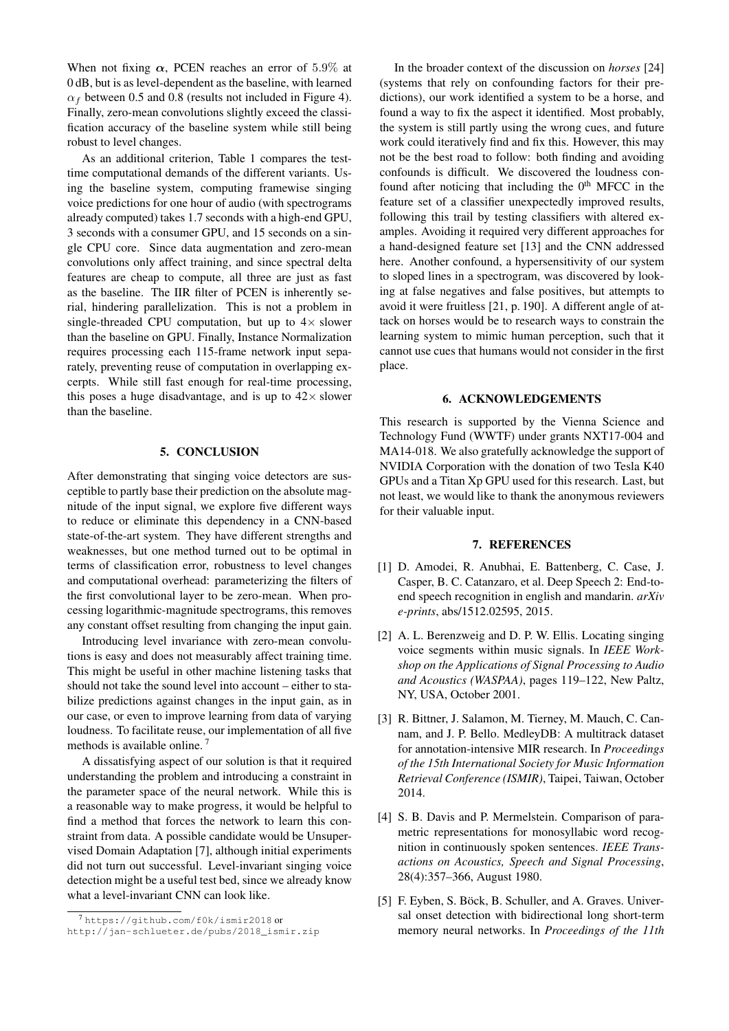When not fixing $\alpha$, PCEN reaches an error of 5.9% at 0 dB, but is as level-dependent as the baseline, with learned $\alpha_f$ between 0.5 and 0.8 (results not included in Figure 4). Finally, zero-mean convolutions slightly exceed the classification accuracy of the baseline system while still being robust to level changes.

As an additional criterion, Table 1 compares the test-time computational demands of the different variants. Using the baseline system, computing framewise singing voice predictions for one hour of audio (with spectrograms already computed) takes 1.7 seconds with a high-end GPU, 3 seconds with a consumer GPU, and 15 seconds on a single CPU core. Since data augmentation and zero-mean convolutions only affect training, and since spectral delta features are cheap to compute, all three are just as fast as the baseline. The IIR filter of PCEN is inherently serial, hindering parallelization. This is not a problem in single-threaded CPU computation, but up to 4× slower than the baseline on GPU. Finally, Instance Normalization requires processing each 115-frame network input separately, preventing reuse of computation in overlapping excerpts. While still fast enough for real-time processing, this poses a huge disadvantage, and is up to 42× slower than the baseline.

## 5. CONCLUSION

After demonstrating that singing voice detectors are susceptible to partly base their prediction on the absolute magnitude of the input signal, we explore five different ways to reduce or eliminate this dependency in a CNN-based state-of-the-art system. They have different strengths and weaknesses, but one method turned out to be optimal in terms of classification error, robustness to level changes and computational overhead: parameterizing the filters of the first convolutional layer to be zero-mean. When processing logarithmic-magnitude spectrograms, this removes any constant offset resulting from changing the input gain.

Introducing level invariance with zero-mean convolutions is easy and does not measurably affect training time. This might be useful in other machine listening tasks that should not take the sound level into account – either to stabilize predictions against changes in the input gain, as in our case, or even to improve learning from data of varying loudness. To facilitate reuse, our implementation of all five methods is available online. [7]

A dissatisfying aspect of our solution is that it required understanding the problem and introducing a constraint in the parameter space of the neural network. While this is a reasonable way to make progress, it would be helpful to find a method that forces the network to learn this constraint from data. A possible candidate would be Unsupervised Domain Adaptation [7], although initial experiments did not turn out successful. Level-invariant singing voice detection might be a useful test bed, since we already know what a level-invariant CNN can look like.

[7] https://github.com/f0k/ismir2018 or http://jan-schlueter.de/pubs/2018_ismir.zip

In the broader context of the discussion on *horses* [24] (systems that rely on confounding factors for their predictions), our work identified a system to be a horse, and found a way to fix the aspect it identified. Most probably, the system is still partly using the wrong cues, and future work could iteratively find and fix this. However, this may not be the best road to follow: both finding and avoiding confounds is difficult. We discovered the loudness confound after noticing that including the 0th MFCC in the feature set of a classifier unexpectedly improved results, following this trail by testing classifiers with altered examples. Avoiding it required very different approaches for a hand-designed feature set [13] and the CNN addressed here. Another confound, a hypersensitivity of our system to sloped lines in a spectrogram, was discovered by looking at false negatives and false positives, but attempts to avoid it were fruitless [21, p. 190]. A different angle of attack on horses would be to research ways to constrain the learning system to mimic human perception, such that it cannot use cues that humans would not consider in the first place.

## 6. ACKNOWLEDGEMENTS

This research is supported by the Vienna Science and Technology Fund (WWTF) under grants NXT17-004 and MA14-018. We also gratefully acknowledge the support of NVIDIA Corporation with the donation of two Tesla K40 GPUs and a Titan Xp GPU used for this research. Last, but not least, we would like to thank the anonymous reviewers for their valuable input.

## 7. REFERENCES

[1] D. Amodei, R. Anubhai, E. Battenberg, C. Case, J. Casper, B. C. Catanzaro, et al. Deep Speech 2: End-to-end speech recognition in english and mandarin. *arXiv e-prints*, abs/1512.02595, 2015.

[2] A. L. Berenzweig and D. P. W. Ellis. Locating singing voice segments within music signals. In *IEEE Workshop on the Applications of Signal Processing to Audio and Acoustics (WASPAA)*, pages 119–122, New Paltz, NY, USA, October 2001.

[3] R. Bittner, J. Salamon, M. Tierney, M. Mauch, C. Cannam, and J. P. Bello. MedleyDB: A multitrack dataset for annotation-intensive MIR research. In *Proceedings of the 15th International Society for Music Information Retrieval Conference (ISMIR)*, Taipei, Taiwan, October 2014.

[4] S. B. Davis and P. Mermelstein. Comparison of parametric representations for monosyllabic word recognition in continuously spoken sentences. *IEEE Transactions on Acoustics, Speech and Signal Processing*, 28(4):357–366, August 1980.

[5] F. Eyben, S. Böck, B. Schuller, and A. Graves. Universal onset detection with bidirectional long short-term memory neural networks. In *Proceedings of the 11th*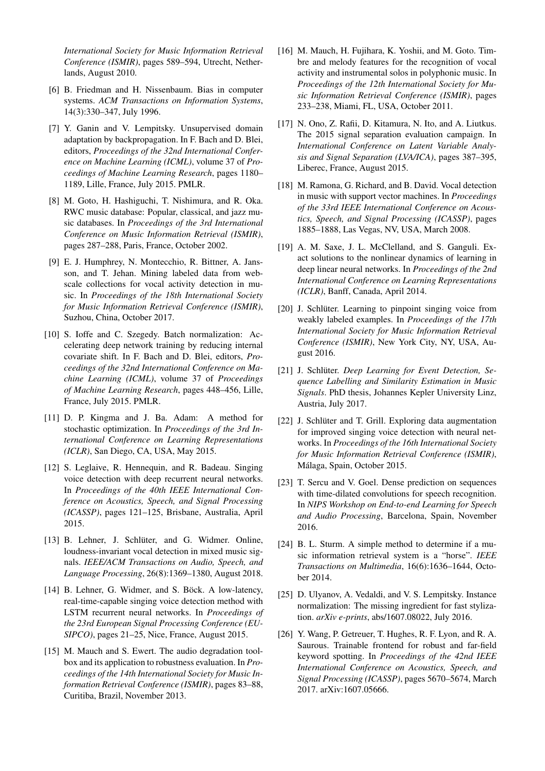*International Society for Music Information Retrieval Conference (ISMIR)*, pages 589–594, Utrecht, Netherlands, August 2010.

[6] B. Friedman and H. Nissenbaum. Bias in computer systems. *ACM Transactions on Information Systems*, 14(3):330–347, July 1996.

[7] Y. Ganin and V. Lempitsky. Unsupervised domain adaptation by backpropagation. In F. Bach and D. Blei, editors, *Proceedings of the 32nd International Conference on Machine Learning (ICML)*, volume 37 of *Proceedings of Machine Learning Research*, pages 1180–1189, Lille, France, July 2015. PMLR.

[8] M. Goto, H. Hashiguchi, T. Nishimura, and R. Oka. RWC music database: Popular, classical, and jazz music databases. In *Proceedings of the 3rd International Conference on Music Information Retrieval (ISMIR)*, pages 287–288, Paris, France, October 2002.

[9] E. J. Humphrey, N. Montecchio, R. Bittner, A. Jansson, and T. Jehan. Mining labeled data from web-scale collections for vocal activity detection in music. In *Proceedings of the 18th International Society for Music Information Retrieval Conference (ISMIR)*, Suzhou, China, October 2017.

[10] S. Ioffe and C. Szegedy. Batch normalization: Accelerating deep network training by reducing internal covariate shift. In F. Bach and D. Blei, editors, *Proceedings of the 32nd International Conference on Machine Learning (ICML)*, volume 37 of *Proceedings of Machine Learning Research*, pages 448–456, Lille, France, July 2015. PMLR.

[11] D. P. Kingma and J. Ba. Adam: A method for stochastic optimization. In *Proceedings of the 3rd International Conference on Learning Representations (ICLR)*, San Diego, CA, USA, May 2015.

[12] S. Leglaive, R. Hennequin, and R. Badeau. Singing voice detection with deep recurrent neural networks. In *Proceedings of the 40th IEEE International Conference on Acoustics, Speech, and Signal Processing (ICASSP)*, pages 121–125, Brisbane, Australia, April 2015.

[13] B. Lehner, J. Schlüter, and G. Widmer. Online, loudness-invariant vocal detection in mixed music signals. *IEEE/ACM Transactions on Audio, Speech, and Language Processing*, 26(8):1369–1380, August 2018.

[14] B. Lehner, G. Widmer, and S. Böck. A low-latency, real-time-capable singing voice detection method with LSTM recurrent neural networks. In *Proceedings of the 23rd European Signal Processing Conference (EUSIPCO)*, pages 21–25, Nice, France, August 2015.

[15] M. Mauch and S. Ewert. The audio degradation toolbox and its application to robustness evaluation. In *Proceedings of the 14th International Society for Music Information Retrieval Conference (ISMIR)*, pages 83–88, Curitiba, Brazil, November 2013.

[16] M. Mauch, H. Fujihara, K. Yoshii, and M. Goto. Timbre and melody features for the recognition of vocal activity and instrumental solos in polyphonic music. In *Proceedings of the 12th International Society for Music Information Retrieval Conference (ISMIR)*, pages 233–238, Miami, FL, USA, October 2011.

[17] N. Ono, Z. Rafii, D. Kitamura, N. Ito, and A. Liutkus. The 2015 signal separation evaluation campaign. In *International Conference on Latent Variable Analysis and Signal Separation (LVA/ICA)*, pages 387–395, Liberec, France, August 2015.

[18] M. Ramona, G. Richard, and B. David. Vocal detection in music with support vector machines. In *Proceedings of the 33rd IEEE International Conference on Acoustics, Speech, and Signal Processing (ICASSP)*, pages 1885–1888, Las Vegas, NV, USA, March 2008.

[19] A. M. Saxe, J. L. McClelland, and S. Ganguli. Exact solutions to the nonlinear dynamics of learning in deep linear neural networks. In *Proceedings of the 2nd International Conference on Learning Representations (ICLR)*, Banff, Canada, April 2014.

[20] J. Schlüter. Learning to pinpoint singing voice from weakly labeled examples. In *Proceedings of the 17th International Society for Music Information Retrieval Conference (ISMIR)*, New York City, NY, USA, August 2016.

[21] J. Schlüter. *Deep Learning for Event Detection, Sequence Labelling and Similarity Estimation in Music Signals*. PhD thesis, Johannes Kepler University Linz, Austria, July 2017.

[22] J. Schlüter and T. Grill. Exploring data augmentation for improved singing voice detection with neural networks. In *Proceedings of the 16th International Society for Music Information Retrieval Conference (ISMIR)*, Málaga, Spain, October 2015.

[23] T. Sercu and V. Goel. Dense prediction on sequences with time-dilated convolutions for speech recognition. In *NIPS Workshop on End-to-end Learning for Speech and Audio Processing*, Barcelona, Spain, November 2016.

[24] B. L. Sturm. A simple method to determine if a music information retrieval system is a "horse". *IEEE Transactions on Multimedia*, 16(6):1636–1644, October 2014.

[25] D. Ulyanov, A. Vedaldi, and V. S. Lempitsky. Instance normalization: The missing ingredient for fast stylization. *arXiv e-prints*, abs/1607.08022, July 2016.

[26] Y. Wang, P. Getreuer, T. Hughes, R. F. Lyon, and R. A. Saurous. Trainable frontend for robust and far-field keyword spotting. In *Proceedings of the 42nd IEEE International Conference on Acoustics, Speech, and Signal Processing (ICASSP)*, pages 5670–5674, March 2017. arXiv:1607.05666.